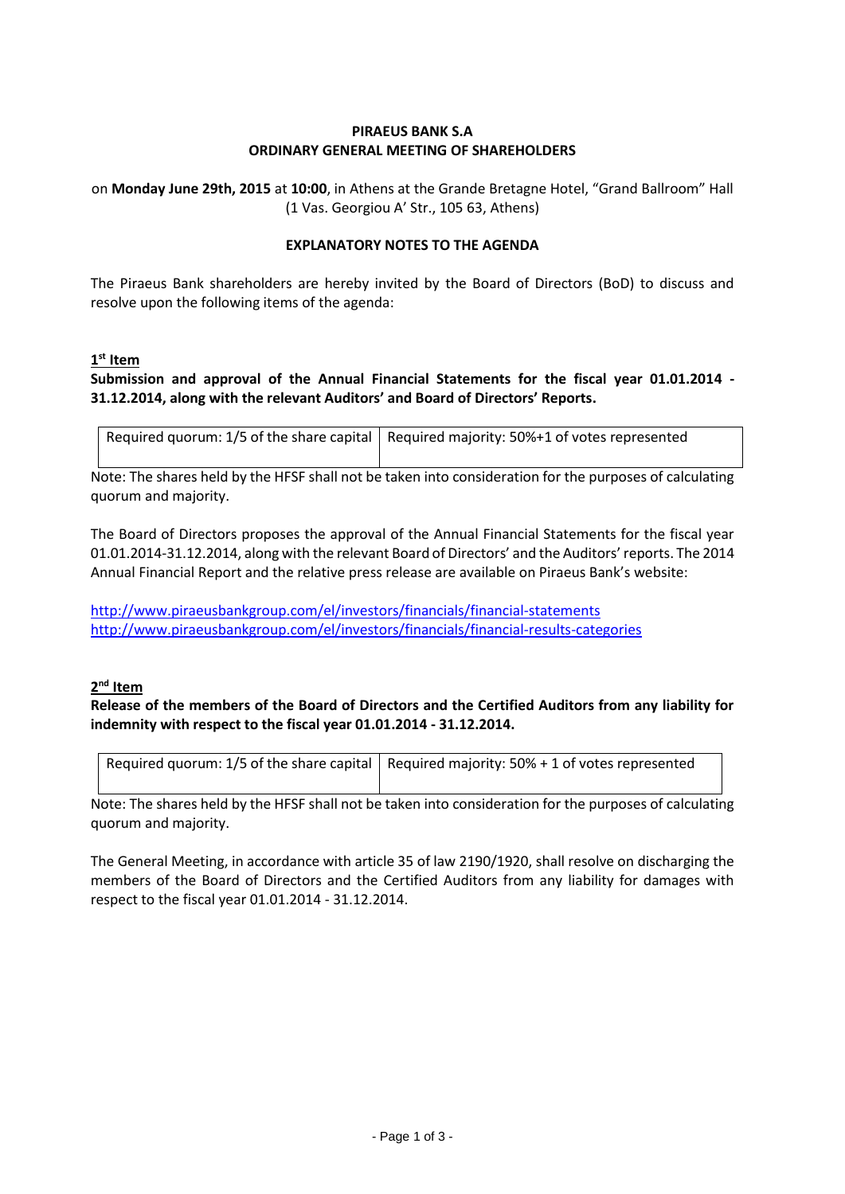**PIRAEUS BANK S.A**
**ORDINARY GENERAL MEETING OF SHAREHOLDERS**

on **Monday June 29th, 2015** at **10:00**, in Athens at the Grande Bretagne Hotel, "Grand Ballroom" Hall (1 Vas. Georgiou A' Str., 105 63, Athens)

**EXPLANATORY NOTES TO THE AGENDA**

The Piraeus Bank shareholders are hereby invited by the Board of Directors (BoD) to discuss and resolve upon the following items of the agenda:

## 1st Item

**Submission and approval of the Annual Financial Statements for the fiscal year 01.01.2014 - 31.12.2014, along with the relevant Auditors' and Board of Directors' Reports.**

| Required quorum: 1/5 of the share capital | Required majority: 50%+1 of votes represented |
|---|---|

Note: The shares held by the HFSF shall not be taken into consideration for the purposes of calculating quorum and majority.

The Board of Directors proposes the approval of the Annual Financial Statements for the fiscal year 01.01.2014-31.12.2014, along with the relevant Board of Directors' and the Auditors' reports. The 2014 Annual Financial Report and the relative press release are available on Piraeus Bank's website:

http://www.piraeusbankgroup.com/el/investors/financials/financial-statements
http://www.piraeusbankgroup.com/el/investors/financials/financial-results-categories

## 2nd Item

**Release of the members of the Board of Directors and the Certified Auditors from any liability for indemnity with respect to the fiscal year 01.01.2014 - 31.12.2014.**

| Required quorum: 1/5 of the share capital | Required majority: 50% + 1 of votes represented |
|---|---|

Note: The shares held by the HFSF shall not be taken into consideration for the purposes of calculating quorum and majority.

The General Meeting, in accordance with article 35 of law 2190/1920, shall resolve on discharging the members of the Board of Directors and the Certified Auditors from any liability for damages with respect to the fiscal year 01.01.2014 - 31.12.2014.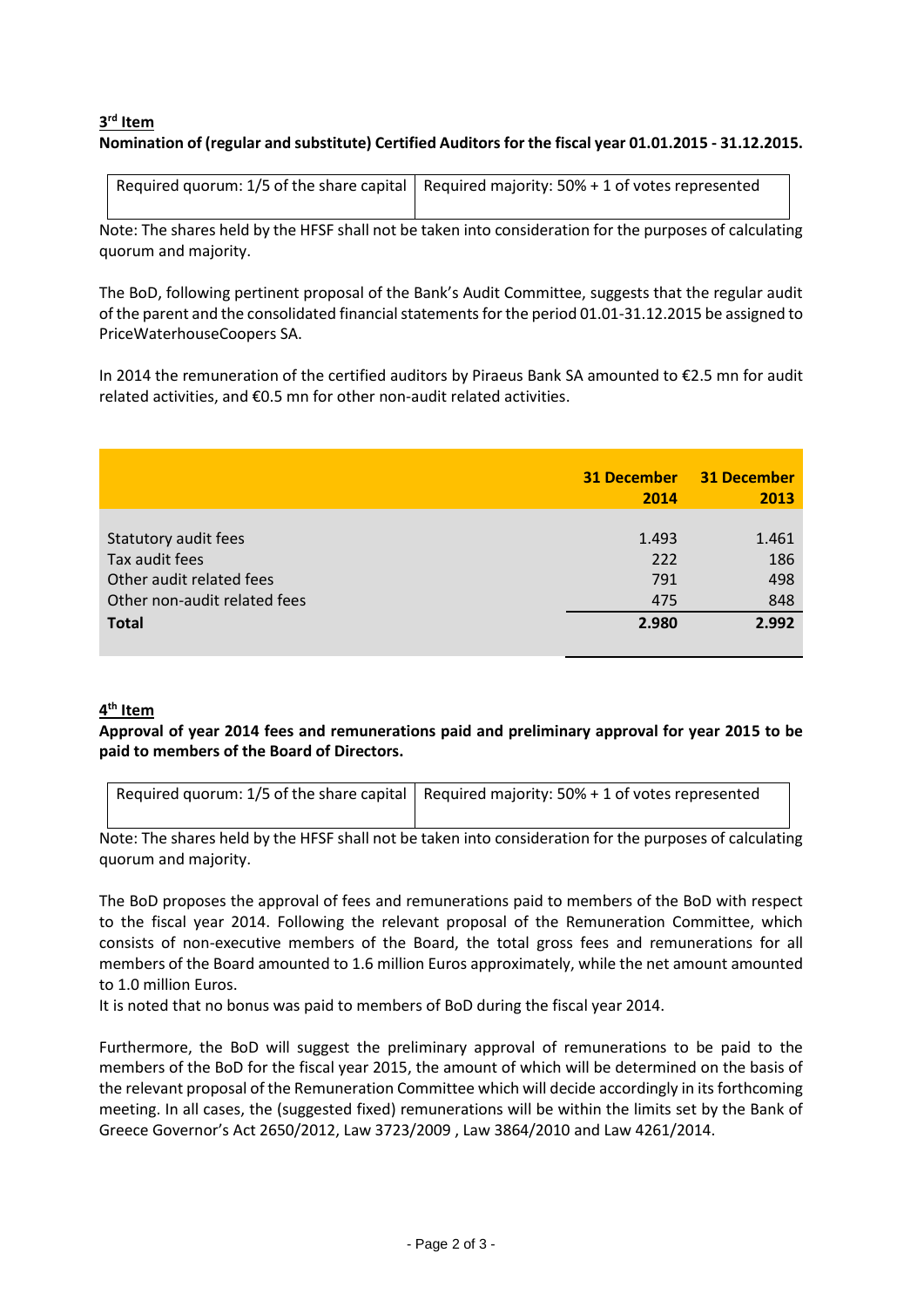### 3rd Item

**Nomination of (regular and substitute) Certified Auditors for the fiscal year 01.01.2015 - 31.12.2015.**

| Required quorum: 1/5 of the share capital | Required majority: 50% + 1 of votes represented |
|---|---|

Note: The shares held by the HFSF shall not be taken into consideration for the purposes of calculating quorum and majority.

The BoD, following pertinent proposal of the Bank's Audit Committee, suggests that the regular audit of the parent and the consolidated financial statements for the period 01.01-31.12.2015 be assigned to PriceWaterhouseCoopers SA.

In 2014 the remuneration of the certified auditors by Piraeus Bank SA amounted to €2.5 mn for audit related activities, and €0.5 mn for other non-audit related activities.

| | 31 December 2014 | 31 December 2013 |
|---|---|---|
| Statutory audit fees | 1.493 | 1.461 |
| Tax audit fees | 222 | 186 |
| Other audit related fees | 791 | 498 |
| Other non-audit related fees | 475 | 848 |
| **Total** | **2.980** | **2.992** |

### 4th Item

**Approval of year 2014 fees and remunerations paid and preliminary approval for year 2015 to be paid to members of the Board of Directors.**

| Required quorum: 1/5 of the share capital | Required majority: 50% + 1 of votes represented |
|---|---|

Note: The shares held by the HFSF shall not be taken into consideration for the purposes of calculating quorum and majority.

The BoD proposes the approval of fees and remunerations paid to members of the BoD with respect to the fiscal year 2014. Following the relevant proposal of the Remuneration Committee, which consists of non-executive members of the Board, the total gross fees and remunerations for all members of the Board amounted to 1.6 million Euros approximately, while the net amount amounted to 1.0 million Euros.

It is noted that no bonus was paid to members of BoD during the fiscal year 2014.

Furthermore, the BoD will suggest the preliminary approval of remunerations to be paid to the members of the BoD for the fiscal year 2015, the amount of which will be determined on the basis of the relevant proposal of the Remuneration Committee which will decide accordingly in its forthcoming meeting. In all cases, the (suggested fixed) remunerations will be within the limits set by the Bank of Greece Governor's Act 2650/2012, Law 3723/2009 , Law 3864/2010 and Law 4261/2014.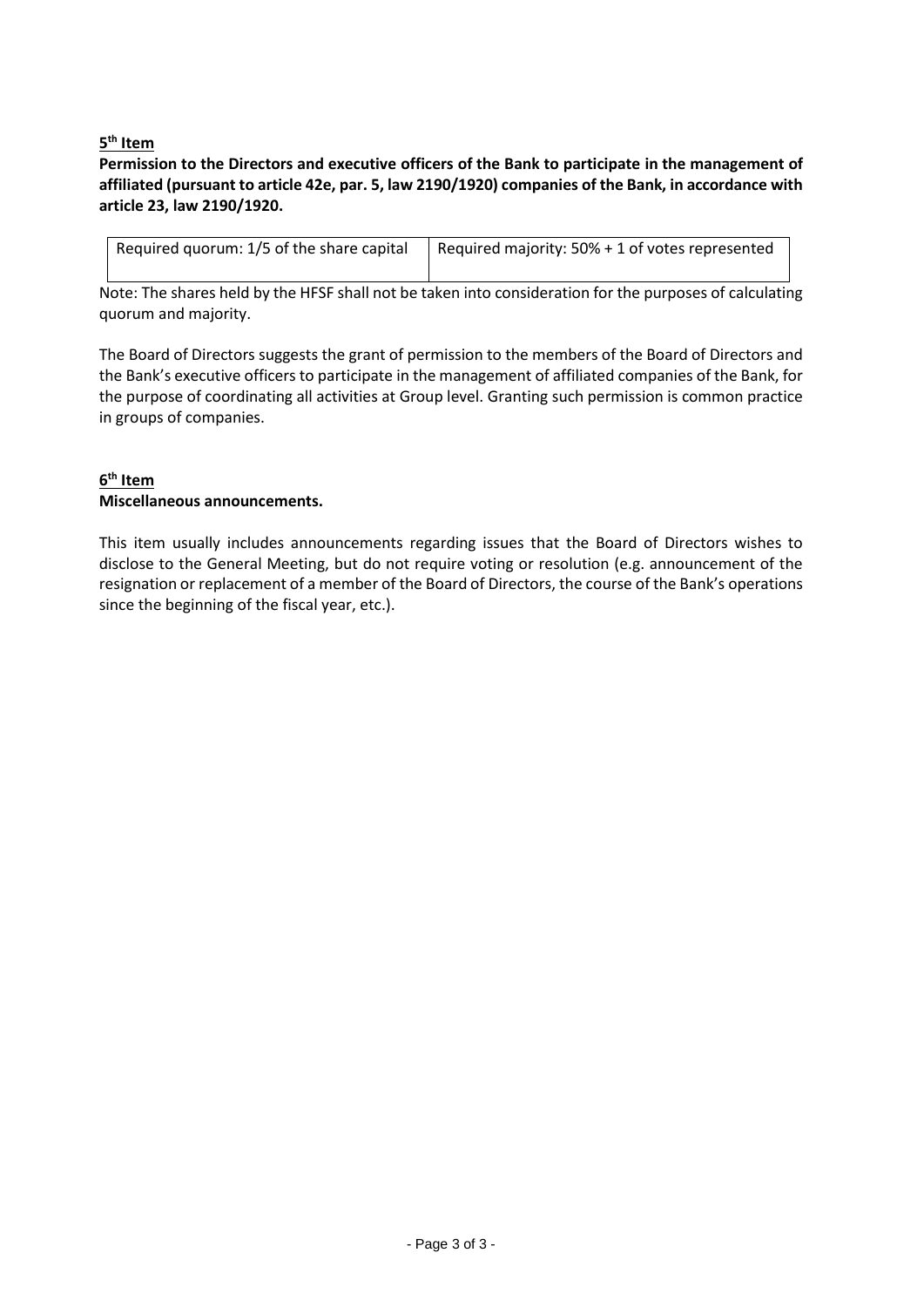**5th Item**

**Permission to the Directors and executive officers of the Bank to participate in the management of affiliated (pursuant to article 42e, par. 5, law 2190/1920) companies of the Bank, in accordance with article 23, law 2190/1920.**

| | |
|---|---|
| Required quorum: 1/5 of the share capital | Required majority: 50% + 1 of votes represented |

Note: The shares held by the HFSF shall not be taken into consideration for the purposes of calculating quorum and majority.

The Board of Directors suggests the grant of permission to the members of the Board of Directors and the Bank's executive officers to participate in the management of affiliated companies of the Bank, for the purpose of coordinating all activities at Group level. Granting such permission is common practice in groups of companies.

**6th Item**

**Miscellaneous announcements.**

This item usually includes announcements regarding issues that the Board of Directors wishes to disclose to the General Meeting, but do not require voting or resolution (e.g. announcement of the resignation or replacement of a member of the Board of Directors, the course of the Bank's operations since the beginning of the fiscal year, etc.).